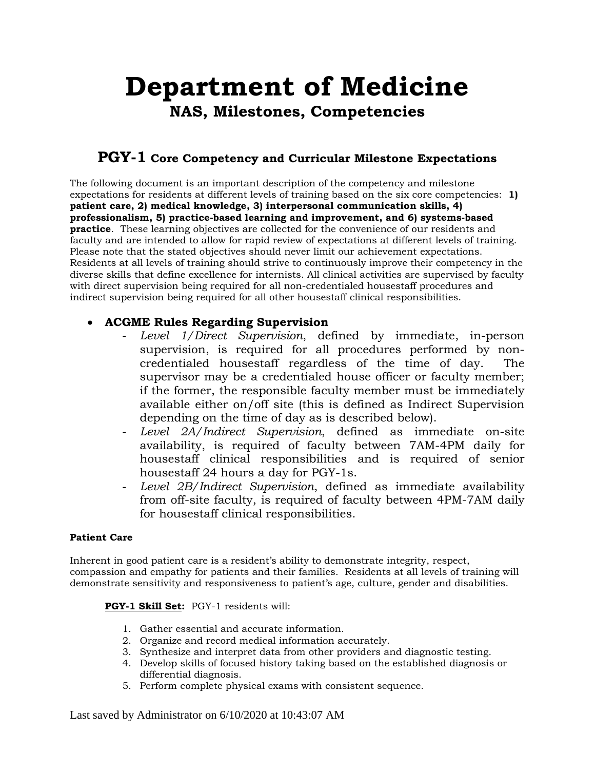# Department of Medicine

## NAS, Milestones, Competencies

### PGY-1 Core Competency and Curricular Milestone Expectations

The following document is an important description of the competency and milestone expectations for residents at different levels of training based on the six core competencies: **1) patient care, 2) medical knowledge, 3) interpersonal communication skills, 4) professionalism, 5) practice-based learning and improvement, and 6) systems-based practice**. These learning objectives are collected for the convenience of our residents and faculty and are intended to allow for rapid review of expectations at different levels of training. Please note that the stated objectives should never limit our achievement expectations. Residents at all levels of training should strive to continuously improve their competency in the diverse skills that define excellence for internists. All clinical activities are supervised by faculty with direct supervision being required for all non-credentialed housestaff procedures and indirect supervision being required for all other housestaff clinical responsibilities.

- **ACGME Rules Regarding Supervision**
  - *Level 1/Direct Supervision*, defined by immediate, in-person supervision, is required for all procedures performed by non-credentialed housestaff regardless of the time of day. The supervisor may be a credentialed house officer or faculty member; if the former, the responsible faculty member must be immediately available either on/off site (this is defined as Indirect Supervision depending on the time of day as is described below).
  - *Level 2A/Indirect Supervision*, defined as immediate on-site availability, is required of faculty between 7AM-4PM daily for housestaff clinical responsibilities and is required of senior housestaff 24 hours a day for PGY-1s.
  - *Level 2B/Indirect Supervision*, defined as immediate availability from off-site faculty, is required of faculty between 4PM-7AM daily for housestaff clinical responsibilities.

**Patient Care**

Inherent in good patient care is a resident's ability to demonstrate integrity, respect, compassion and empathy for patients and their families. Residents at all levels of training will demonstrate sensitivity and responsiveness to patient's age, culture, gender and disabilities.

**PGY-1 Skill Set:** PGY-1 residents will:

1. Gather essential and accurate information.
2. Organize and record medical information accurately.
3. Synthesize and interpret data from other providers and diagnostic testing.
4. Develop skills of focused history taking based on the established diagnosis or differential diagnosis.
5. Perform complete physical exams with consistent sequence.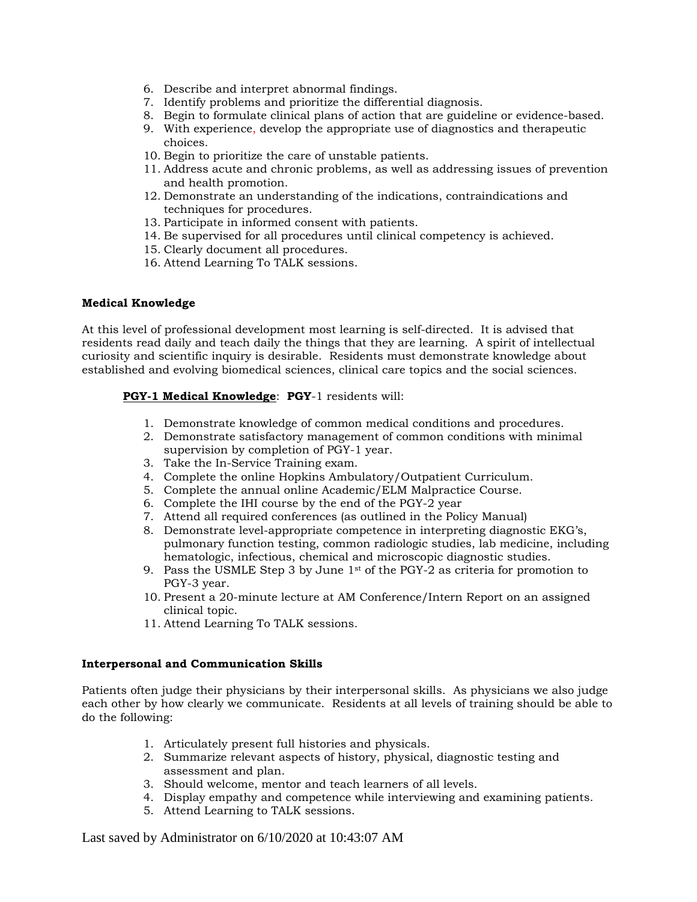6. Describe and interpret abnormal findings.
7. Identify problems and prioritize the differential diagnosis.
8. Begin to formulate clinical plans of action that are guideline or evidence-based.
9. With experience, develop the appropriate use of diagnostics and therapeutic choices.
10. Begin to prioritize the care of unstable patients.
11. Address acute and chronic problems, as well as addressing issues of prevention and health promotion.
12. Demonstrate an understanding of the indications, contraindications and techniques for procedures.
13. Participate in informed consent with patients.
14. Be supervised for all procedures until clinical competency is achieved.
15. Clearly document all procedures.
16. Attend Learning To TALK sessions.

**Medical Knowledge**

At this level of professional development most learning is self-directed. It is advised that residents read daily and teach daily the things that they are learning. A spirit of intellectual curiosity and scientific inquiry is desirable. Residents must demonstrate knowledge about established and evolving biomedical sciences, clinical care topics and the social sciences.

**PGY-1 Medical Knowledge**: **PGY**-1 residents will:

1. Demonstrate knowledge of common medical conditions and procedures.
2. Demonstrate satisfactory management of common conditions with minimal supervision by completion of PGY-1 year.
3. Take the In-Service Training exam.
4. Complete the online Hopkins Ambulatory/Outpatient Curriculum.
5. Complete the annual online Academic/ELM Malpractice Course.
6. Complete the IHI course by the end of the PGY-2 year
7. Attend all required conferences (as outlined in the Policy Manual)
8. Demonstrate level-appropriate competence in interpreting diagnostic EKG's, pulmonary function testing, common radiologic studies, lab medicine, including hematologic, infectious, chemical and microscopic diagnostic studies.
9. Pass the USMLE Step 3 by June 1st of the PGY-2 as criteria for promotion to PGY-3 year.
10. Present a 20-minute lecture at AM Conference/Intern Report on an assigned clinical topic.
11. Attend Learning To TALK sessions.

**Interpersonal and Communication Skills**

Patients often judge their physicians by their interpersonal skills. As physicians we also judge each other by how clearly we communicate. Residents at all levels of training should be able to do the following:

1. Articulately present full histories and physicals.
2. Summarize relevant aspects of history, physical, diagnostic testing and assessment and plan.
3. Should welcome, mentor and teach learners of all levels.
4. Display empathy and competence while interviewing and examining patients.
5. Attend Learning to TALK sessions.

Last saved by Administrator on 6/10/2020 at 10:43:07 AM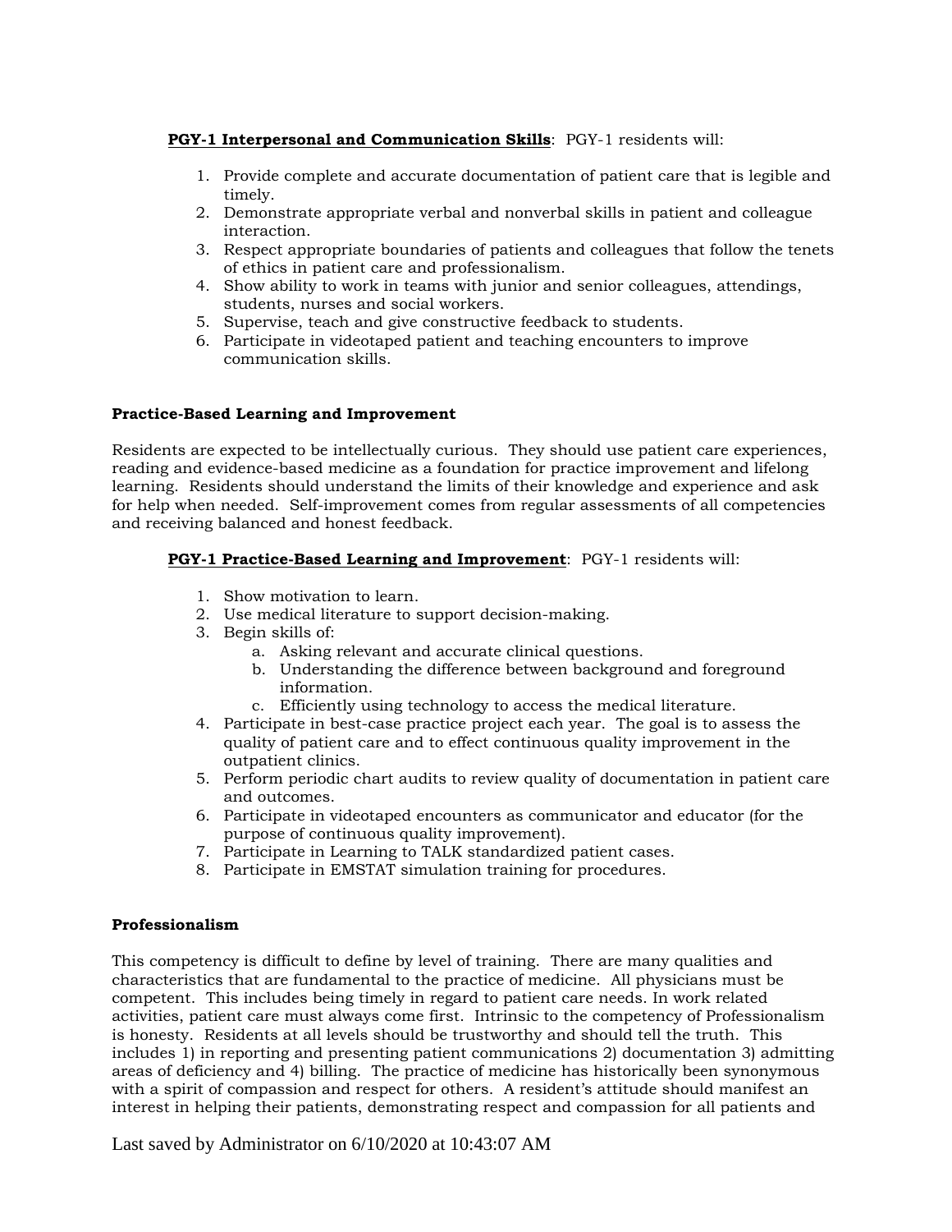**PGY-1 Interpersonal and Communication Skills**: PGY-1 residents will:

1. Provide complete and accurate documentation of patient care that is legible and timely.
2. Demonstrate appropriate verbal and nonverbal skills in patient and colleague interaction.
3. Respect appropriate boundaries of patients and colleagues that follow the tenets of ethics in patient care and professionalism.
4. Show ability to work in teams with junior and senior colleagues, attendings, students, nurses and social workers.
5. Supervise, teach and give constructive feedback to students.
6. Participate in videotaped patient and teaching encounters to improve communication skills.

**Practice-Based Learning and Improvement**

Residents are expected to be intellectually curious. They should use patient care experiences, reading and evidence-based medicine as a foundation for practice improvement and lifelong learning. Residents should understand the limits of their knowledge and experience and ask for help when needed. Self-improvement comes from regular assessments of all competencies and receiving balanced and honest feedback.

**PGY-1 Practice-Based Learning and Improvement**: PGY-1 residents will:

1. Show motivation to learn.
2. Use medical literature to support decision-making.
3. Begin skills of:
   a. Asking relevant and accurate clinical questions.
   b. Understanding the difference between background and foreground information.
   c. Efficiently using technology to access the medical literature.
4. Participate in best-case practice project each year. The goal is to assess the quality of patient care and to effect continuous quality improvement in the outpatient clinics.
5. Perform periodic chart audits to review quality of documentation in patient care and outcomes.
6. Participate in videotaped encounters as communicator and educator (for the purpose of continuous quality improvement).
7. Participate in Learning to TALK standardized patient cases.
8. Participate in EMSTAT simulation training for procedures.

**Professionalism**

This competency is difficult to define by level of training. There are many qualities and characteristics that are fundamental to the practice of medicine. All physicians must be competent. This includes being timely in regard to patient care needs. In work related activities, patient care must always come first. Intrinsic to the competency of Professionalism is honesty. Residents at all levels should be trustworthy and should tell the truth. This includes 1) in reporting and presenting patient communications 2) documentation 3) admitting areas of deficiency and 4) billing. The practice of medicine has historically been synonymous with a spirit of compassion and respect for others. A resident's attitude should manifest an interest in helping their patients, demonstrating respect and compassion for all patients and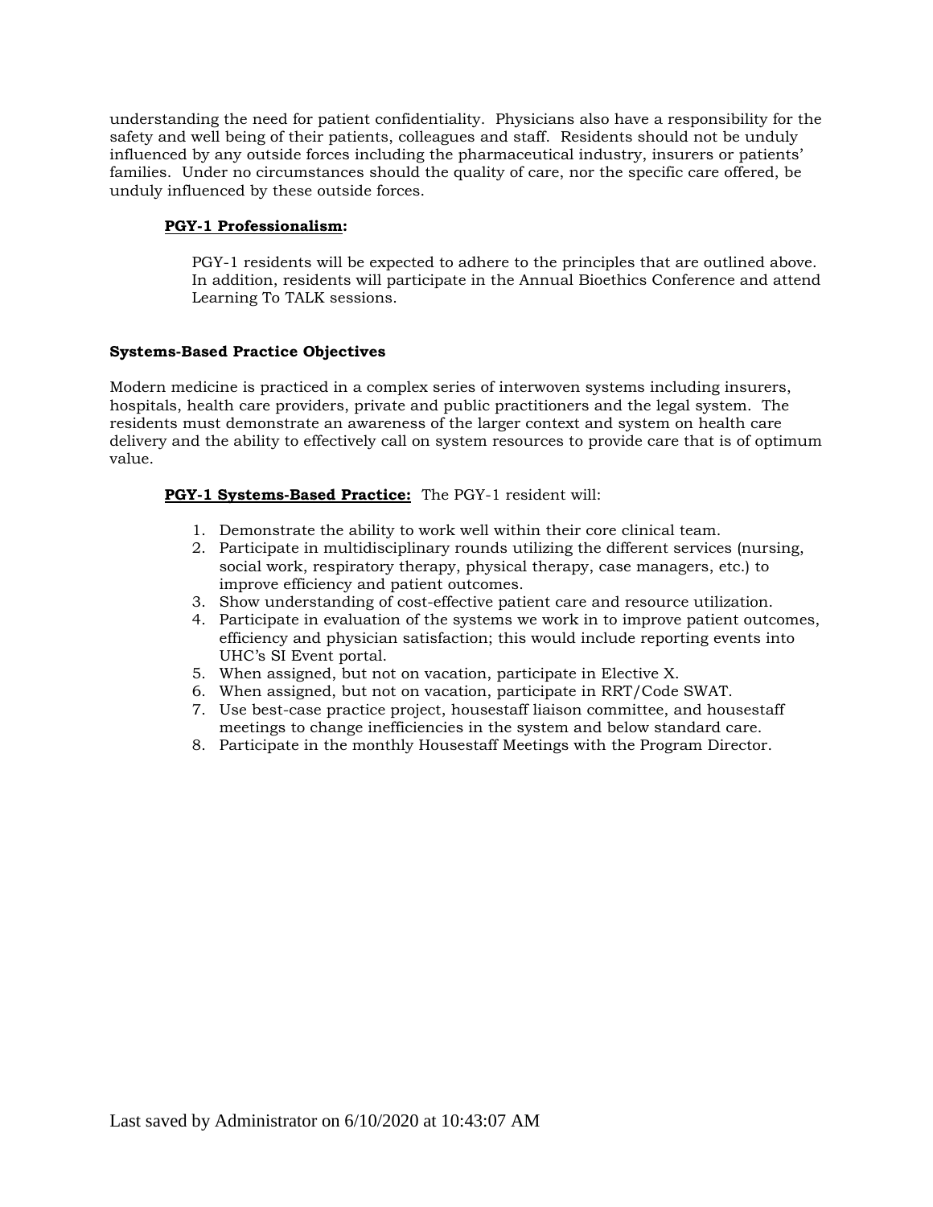understanding the need for patient confidentiality. Physicians also have a responsibility for the safety and well being of their patients, colleagues and staff. Residents should not be unduly influenced by any outside forces including the pharmaceutical industry, insurers or patients' families. Under no circumstances should the quality of care, nor the specific care offered, be unduly influenced by these outside forces.

**PGY-1 Professionalism:**

PGY-1 residents will be expected to adhere to the principles that are outlined above. In addition, residents will participate in the Annual Bioethics Conference and attend Learning To TALK sessions.

**Systems-Based Practice Objectives**

Modern medicine is practiced in a complex series of interwoven systems including insurers, hospitals, health care providers, private and public practitioners and the legal system. The residents must demonstrate an awareness of the larger context and system on health care delivery and the ability to effectively call on system resources to provide care that is of optimum value.

**PGY-1 Systems-Based Practice:** The PGY-1 resident will:

1. Demonstrate the ability to work well within their core clinical team.
2. Participate in multidisciplinary rounds utilizing the different services (nursing, social work, respiratory therapy, physical therapy, case managers, etc.) to improve efficiency and patient outcomes.
3. Show understanding of cost-effective patient care and resource utilization.
4. Participate in evaluation of the systems we work in to improve patient outcomes, efficiency and physician satisfaction; this would include reporting events into UHC's SI Event portal.
5. When assigned, but not on vacation, participate in Elective X.
6. When assigned, but not on vacation, participate in RRT/Code SWAT.
7. Use best-case practice project, housestaff liaison committee, and housestaff meetings to change inefficiencies in the system and below standard care.
8. Participate in the monthly Housestaff Meetings with the Program Director.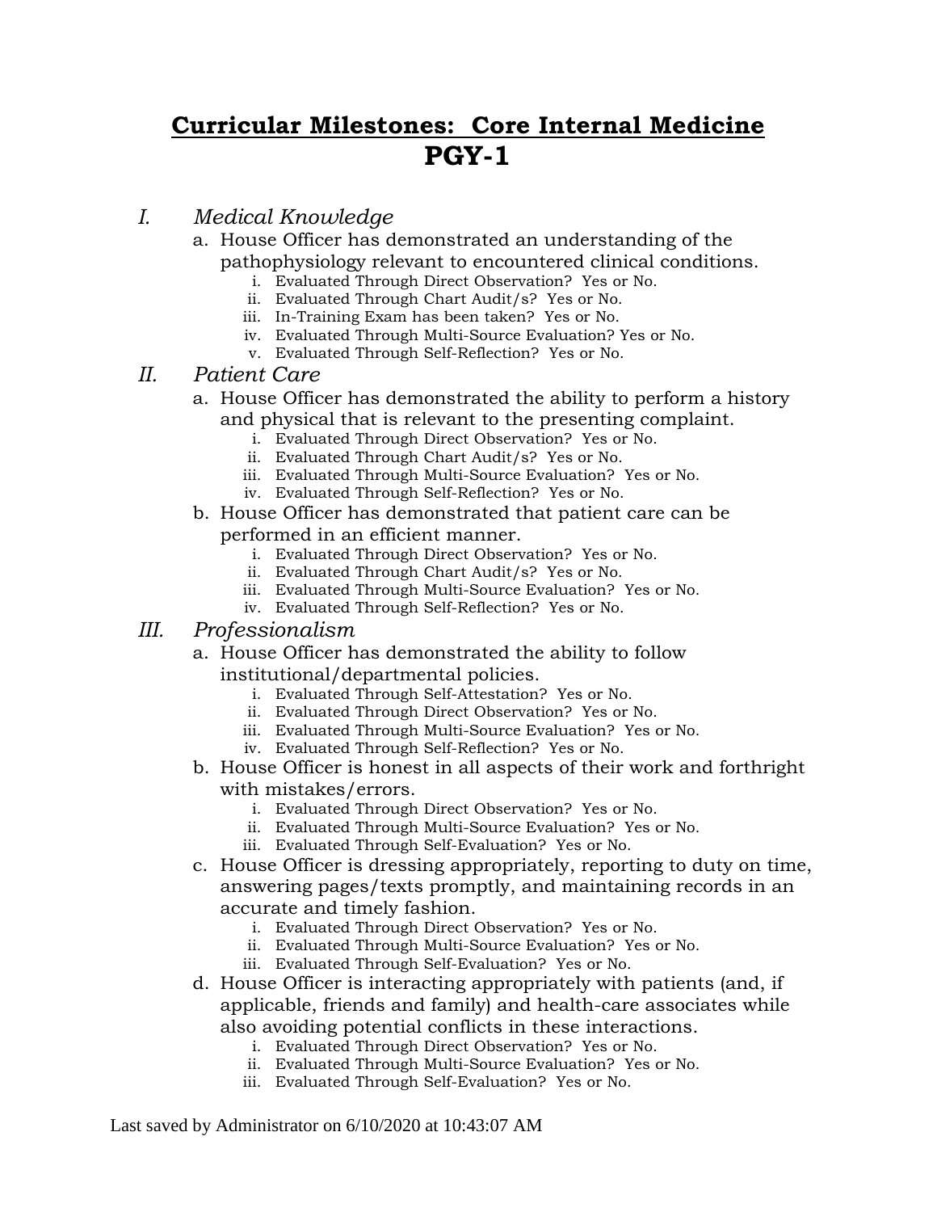# Curricular Milestones: Core Internal Medicine
# PGY-1

## I. *Medical Knowledge*

a. House Officer has demonstrated an understanding of the pathophysiology relevant to encountered clinical conditions.
   i. Evaluated Through Direct Observation? Yes or No.
   ii. Evaluated Through Chart Audit/s? Yes or No.
   iii. In-Training Exam has been taken? Yes or No.
   iv. Evaluated Through Multi-Source Evaluation? Yes or No.
   v. Evaluated Through Self-Reflection? Yes or No.

## II. *Patient Care*

a. House Officer has demonstrated the ability to perform a history and physical that is relevant to the presenting complaint.
   i. Evaluated Through Direct Observation? Yes or No.
   ii. Evaluated Through Chart Audit/s? Yes or No.
   iii. Evaluated Through Multi-Source Evaluation? Yes or No.
   iv. Evaluated Through Self-Reflection? Yes or No.

b. House Officer has demonstrated that patient care can be performed in an efficient manner.
   i. Evaluated Through Direct Observation? Yes or No.
   ii. Evaluated Through Chart Audit/s? Yes or No.
   iii. Evaluated Through Multi-Source Evaluation? Yes or No.
   iv. Evaluated Through Self-Reflection? Yes or No.

## III. *Professionalism*

a. House Officer has demonstrated the ability to follow institutional/departmental policies.
   i. Evaluated Through Self-Attestation? Yes or No.
   ii. Evaluated Through Direct Observation? Yes or No.
   iii. Evaluated Through Multi-Source Evaluation? Yes or No.
   iv. Evaluated Through Self-Reflection? Yes or No.

b. House Officer is honest in all aspects of their work and forthright with mistakes/errors.
   i. Evaluated Through Direct Observation? Yes or No.
   ii. Evaluated Through Multi-Source Evaluation? Yes or No.
   iii. Evaluated Through Self-Evaluation? Yes or No.

c. House Officer is dressing appropriately, reporting to duty on time, answering pages/texts promptly, and maintaining records in an accurate and timely fashion.
   i. Evaluated Through Direct Observation? Yes or No.
   ii. Evaluated Through Multi-Source Evaluation? Yes or No.
   iii. Evaluated Through Self-Evaluation? Yes or No.

d. House Officer is interacting appropriately with patients (and, if applicable, friends and family) and health-care associates while also avoiding potential conflicts in these interactions.
   i. Evaluated Through Direct Observation? Yes or No.
   ii. Evaluated Through Multi-Source Evaluation? Yes or No.
   iii. Evaluated Through Self-Evaluation? Yes or No.

Last saved by Administrator on 6/10/2020 at 10:43:07 AM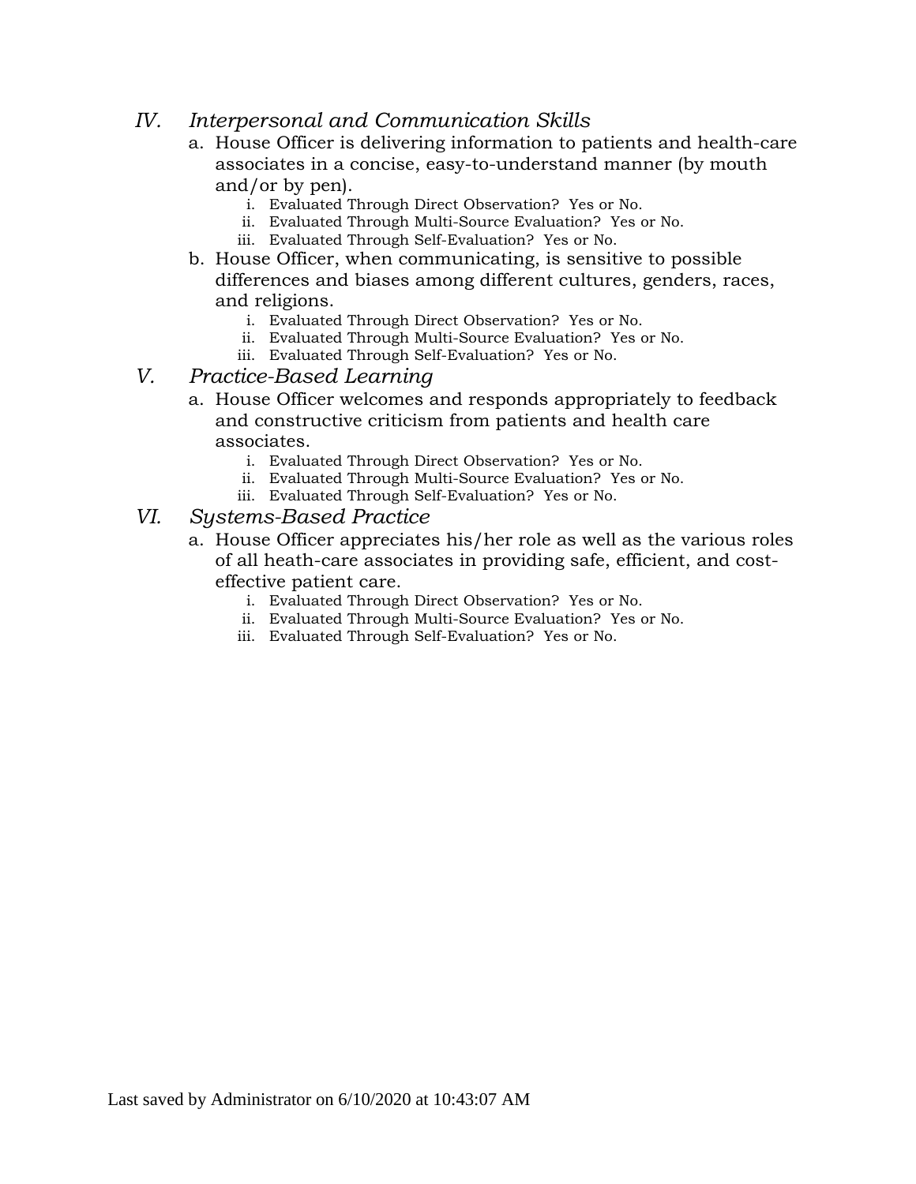## IV. *Interpersonal and Communication Skills*

a. House Officer is delivering information to patients and health-care associates in a concise, easy-to-understand manner (by mouth and/or by pen).
   i. Evaluated Through Direct Observation? Yes or No.
   ii. Evaluated Through Multi-Source Evaluation? Yes or No.
   iii. Evaluated Through Self-Evaluation? Yes or No.

b. House Officer, when communicating, is sensitive to possible differences and biases among different cultures, genders, races, and religions.
   i. Evaluated Through Direct Observation? Yes or No.
   ii. Evaluated Through Multi-Source Evaluation? Yes or No.
   iii. Evaluated Through Self-Evaluation? Yes or No.

## V. *Practice-Based Learning*

a. House Officer welcomes and responds appropriately to feedback and constructive criticism from patients and health care associates.
   i. Evaluated Through Direct Observation? Yes or No.
   ii. Evaluated Through Multi-Source Evaluation? Yes or No.
   iii. Evaluated Through Self-Evaluation? Yes or No.

## VI. *Systems-Based Practice*

a. House Officer appreciates his/her role as well as the various roles of all heath-care associates in providing safe, efficient, and cost-effective patient care.
   i. Evaluated Through Direct Observation? Yes or No.
   ii. Evaluated Through Multi-Source Evaluation? Yes or No.
   iii. Evaluated Through Self-Evaluation? Yes or No.